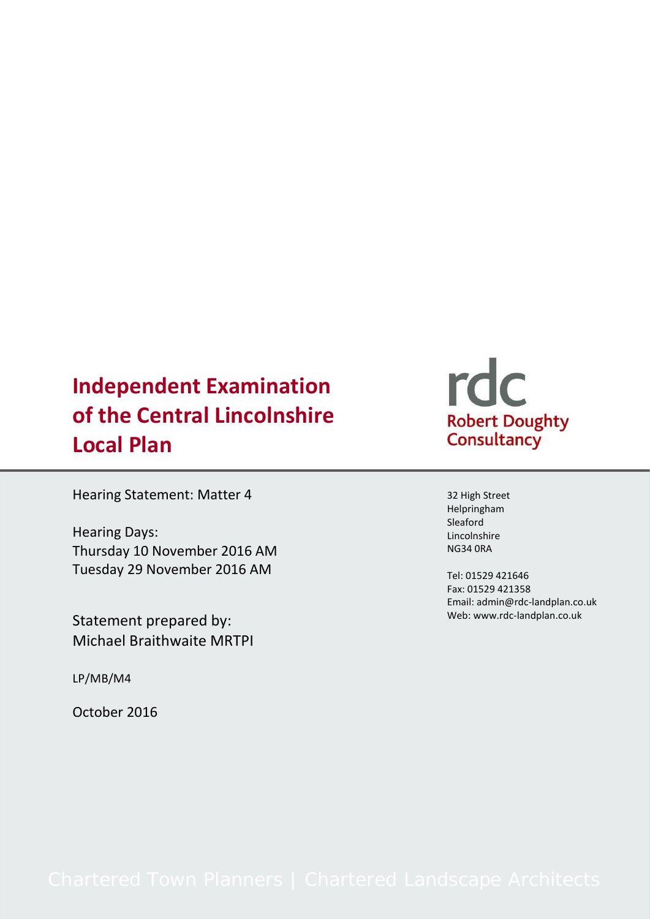# Independent Examination of the Central Lincolnshire Local Plan

rdc
Robert Doughty Consultancy

Hearing Statement: Matter 4

Hearing Days:
Thursday 10 November 2016 AM
Tuesday 29 November 2016 AM

Statement prepared by:
Michael Braithwaite MRTPI

LP/MB/M4

October 2016

32 High Street
Helpringham
Sleaford
Lincolnshire
NG34 0RA

Tel: 01529 421646
Fax: 01529 421358
Email: admin@rdc-landplan.co.uk
Web: www.rdc-landplan.co.uk

Chartered Town Planners | Chartered Landscape Architects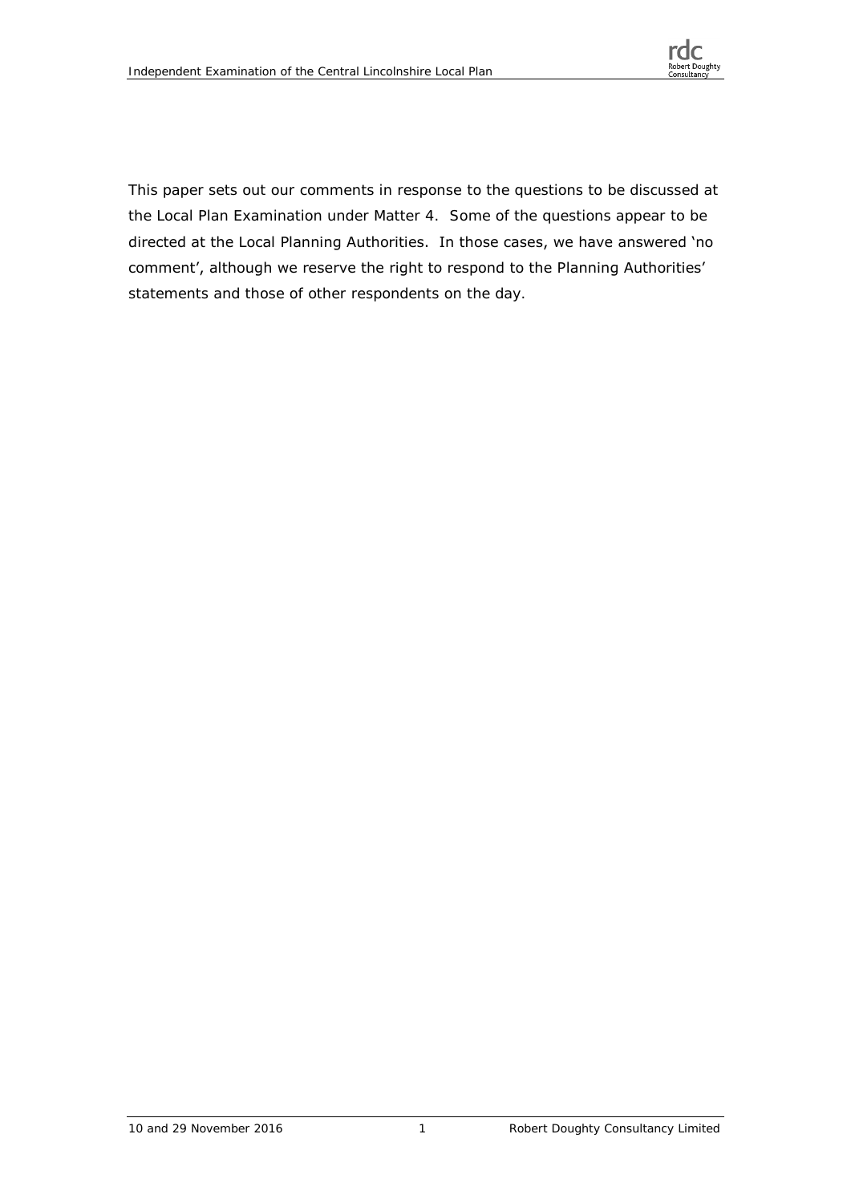This paper sets out our comments in response to the questions to be discussed at the Local Plan Examination under Matter 4. Some of the questions appear to be directed at the Local Planning Authorities. In those cases, we have answered 'no comment', although we reserve the right to respond to the Planning Authorities' statements and those of other respondents on the day.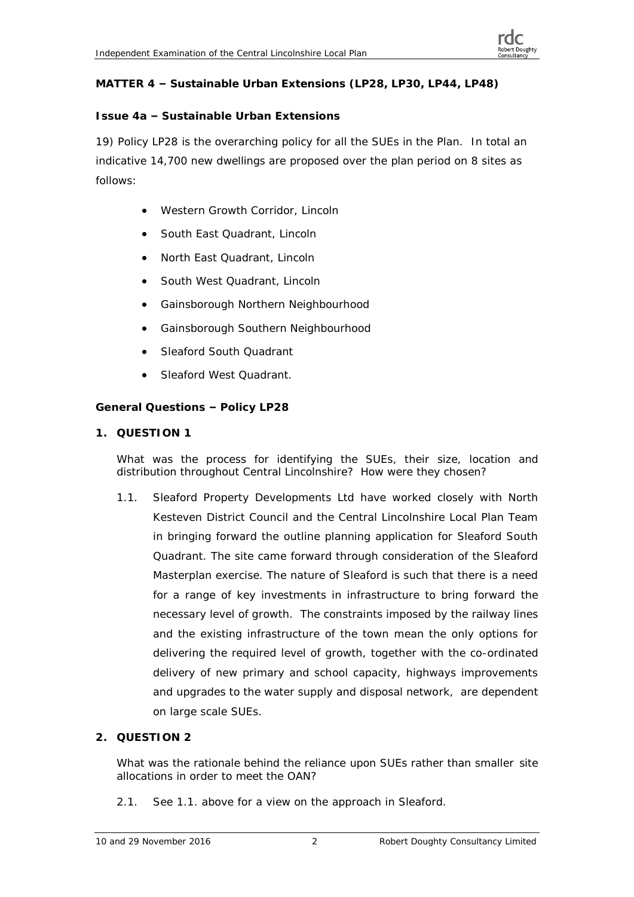**MATTER 4 – Sustainable Urban Extensions (LP28, LP30, LP44, LP48)**

**Issue 4a – Sustainable Urban Extensions**

19) Policy LP28 is the overarching policy for all the SUEs in the Plan. In total an indicative 14,700 new dwellings are proposed over the plan period on 8 sites as follows:

- Western Growth Corridor, Lincoln
- South East Quadrant, Lincoln
- North East Quadrant, Lincoln
- South West Quadrant, Lincoln
- Gainsborough Northern Neighbourhood
- Gainsborough Southern Neighbourhood
- Sleaford South Quadrant
- Sleaford West Quadrant.

**General Questions – Policy LP28**

**1. QUESTION 1**

What was the process for identifying the SUEs, their size, location and distribution throughout Central Lincolnshire? How were they chosen?

1.1. Sleaford Property Developments Ltd have worked closely with North Kesteven District Council and the Central Lincolnshire Local Plan Team in bringing forward the outline planning application for Sleaford South Quadrant. The site came forward through consideration of the Sleaford Masterplan exercise. The nature of Sleaford is such that there is a need for a range of key investments in infrastructure to bring forward the necessary level of growth. The constraints imposed by the railway lines and the existing infrastructure of the town mean the only options for delivering the required level of growth, together with the co-ordinated delivery of new primary and school capacity, highways improvements and upgrades to the water supply and disposal network, are dependent on large scale SUEs.

**2. QUESTION 2**

What was the rationale behind the reliance upon SUEs rather than smaller site allocations in order to meet the OAN?

2.1. See 1.1. above for a view on the approach in Sleaford.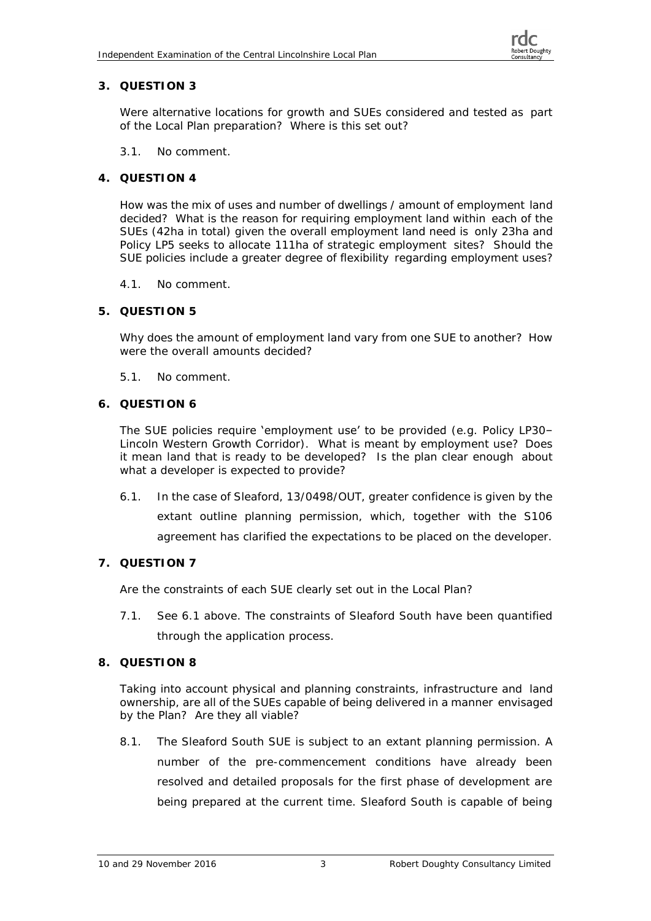## 3. QUESTION 3

*Were alternative locations for growth and SUEs considered and tested as part of the Local Plan preparation? Where is this set out?*

3.1. No comment.

## 4. QUESTION 4

*How was the mix of uses and number of dwellings / amount of employment land decided? What is the reason for requiring employment land within each of the SUEs (42ha in total) given the overall employment land need is only 23ha and Policy LP5 seeks to allocate 111ha of strategic employment sites? Should the SUE policies include a greater degree of flexibility regarding employment uses?*

4.1. No comment.

## 5. QUESTION 5

*Why does the amount of employment land vary from one SUE to another? How were the overall amounts decided?*

5.1. No comment.

## 6. QUESTION 6

*The SUE policies require 'employment use' to be provided (e.g. Policy LP30– Lincoln Western Growth Corridor). What is meant by employment use? Does it mean land that is ready to be developed? Is the plan clear enough about what a developer is expected to provide?*

6.1. In the case of Sleaford, 13/0498/OUT, greater confidence is given by the extant outline planning permission, which, together with the S106 agreement has clarified the expectations to be placed on the developer.

## 7. QUESTION 7

*Are the constraints of each SUE clearly set out in the Local Plan?*

7.1. See 6.1 above. The constraints of Sleaford South have been quantified through the application process.

## 8. QUESTION 8

*Taking into account physical and planning constraints, infrastructure and land ownership, are all of the SUEs capable of being delivered in a manner envisaged by the Plan? Are they all viable?*

8.1. The Sleaford South SUE is subject to an extant planning permission. A number of the pre-commencement conditions have already been resolved and detailed proposals for the first phase of development are being prepared at the current time. Sleaford South is capable of being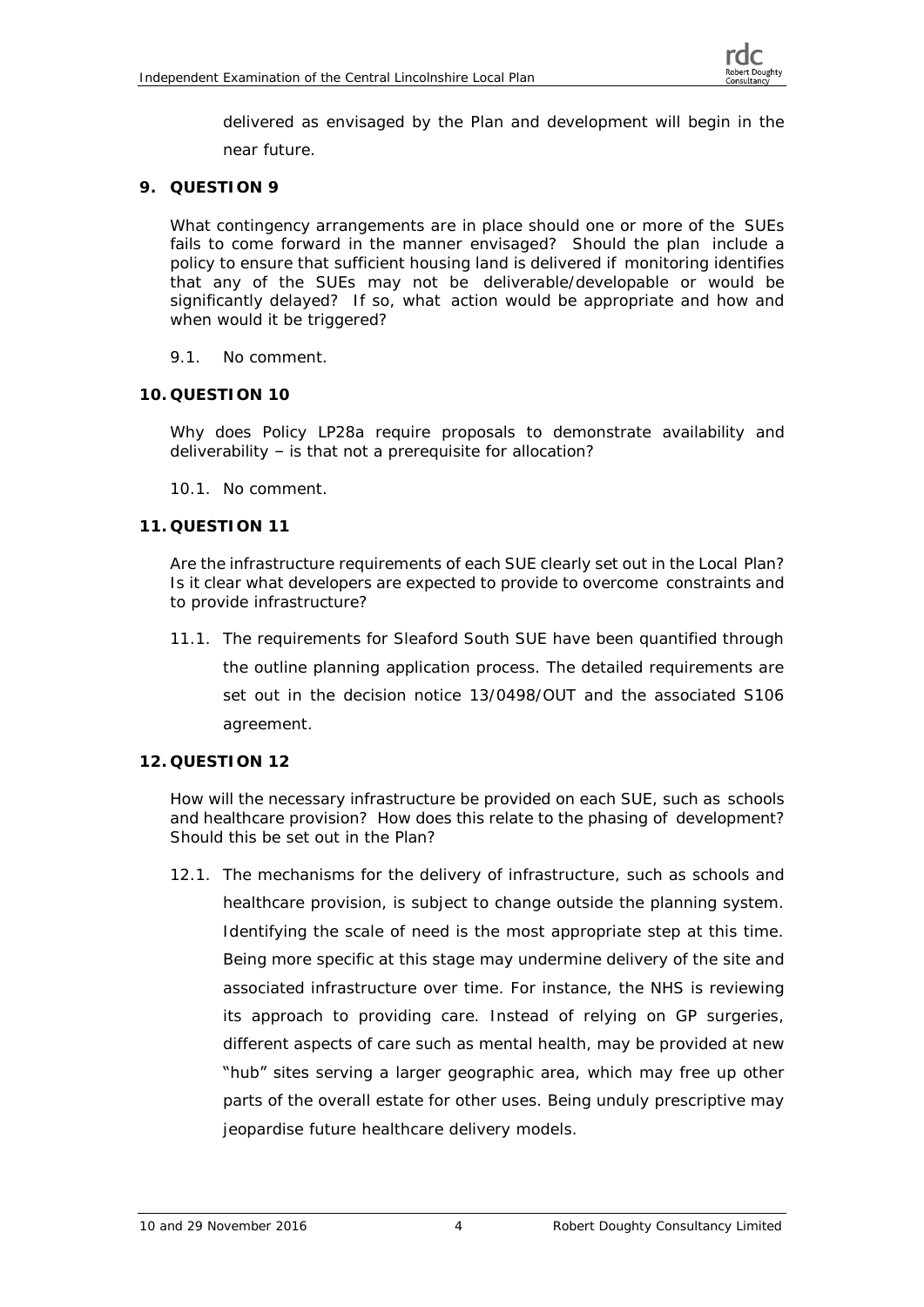delivered as envisaged by the Plan and development will begin in the near future.

## 9. QUESTION 9

*What contingency arrangements are in place should one or more of the SUEs fails to come forward in the manner envisaged? Should the plan include a policy to ensure that sufficient housing land is delivered if monitoring identifies that any of the SUEs may not be deliverable/developable or would be significantly delayed? If so, what action would be appropriate and how and when would it be triggered?*

9.1. No comment.

## 10. QUESTION 10

*Why does Policy LP28a require proposals to demonstrate availability and deliverability – is that not a prerequisite for allocation?*

10.1. No comment.

## 11. QUESTION 11

*Are the infrastructure requirements of each SUE clearly set out in the Local Plan? Is it clear what developers are expected to provide to overcome constraints and to provide infrastructure?*

11.1. The requirements for Sleaford South SUE have been quantified through the outline planning application process. The detailed requirements are set out in the decision notice 13/0498/OUT and the associated S106 agreement.

## 12. QUESTION 12

*How will the necessary infrastructure be provided on each SUE, such as schools and healthcare provision? How does this relate to the phasing of development? Should this be set out in the Plan?*

12.1. The mechanisms for the delivery of infrastructure, such as schools and healthcare provision, is subject to change outside the planning system. Identifying the scale of need is the most appropriate step at this time. Being more specific at this stage may undermine delivery of the site and associated infrastructure over time. For instance, the NHS is reviewing its approach to providing care. Instead of relying on GP surgeries, different aspects of care such as mental health, may be provided at new "hub" sites serving a larger geographic area, which may free up other parts of the overall estate for other uses. Being unduly prescriptive may jeopardise future healthcare delivery models.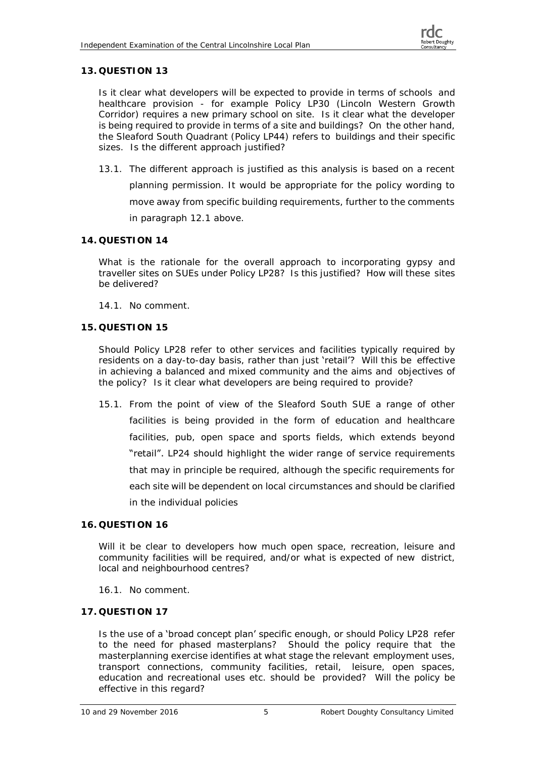## 13. QUESTION 13

Is it clear what developers will be expected to provide in terms of schools and healthcare provision - for example Policy LP30 (Lincoln Western Growth Corridor) requires a new primary school on site. Is it clear what the developer is being required to provide in terms of a site and buildings? On the other hand, the Sleaford South Quadrant (Policy LP44) refers to buildings and their specific sizes. Is the different approach justified?

13.1. The different approach is justified as this analysis is based on a recent planning permission. It would be appropriate for the policy wording to move away from specific building requirements, further to the comments in paragraph 12.1 above.

## 14. QUESTION 14

What is the rationale for the overall approach to incorporating gypsy and traveller sites on SUEs under Policy LP28? Is this justified? How will these sites be delivered?

14.1. No comment.

## 15. QUESTION 15

Should Policy LP28 refer to other services and facilities typically required by residents on a day-to-day basis, rather than just 'retail'? Will this be effective in achieving a balanced and mixed community and the aims and objectives of the policy? Is it clear what developers are being required to provide?

15.1. From the point of view of the Sleaford South SUE a range of other facilities is being provided in the form of education and healthcare facilities, pub, open space and sports fields, which extends beyond "retail". LP24 should highlight the wider range of service requirements that may in principle be required, although the specific requirements for each site will be dependent on local circumstances and should be clarified in the individual policies

## 16. QUESTION 16

Will it be clear to developers how much open space, recreation, leisure and community facilities will be required, and/or what is expected of new district, local and neighbourhood centres?

16.1. No comment.

## 17. QUESTION 17

Is the use of a 'broad concept plan' specific enough, or should Policy LP28 refer to the need for phased masterplans? Should the policy require that the masterplanning exercise identifies at what stage the relevant employment uses, transport connections, community facilities, retail, leisure, open spaces, education and recreational uses etc. should be provided? Will the policy be effective in this regard?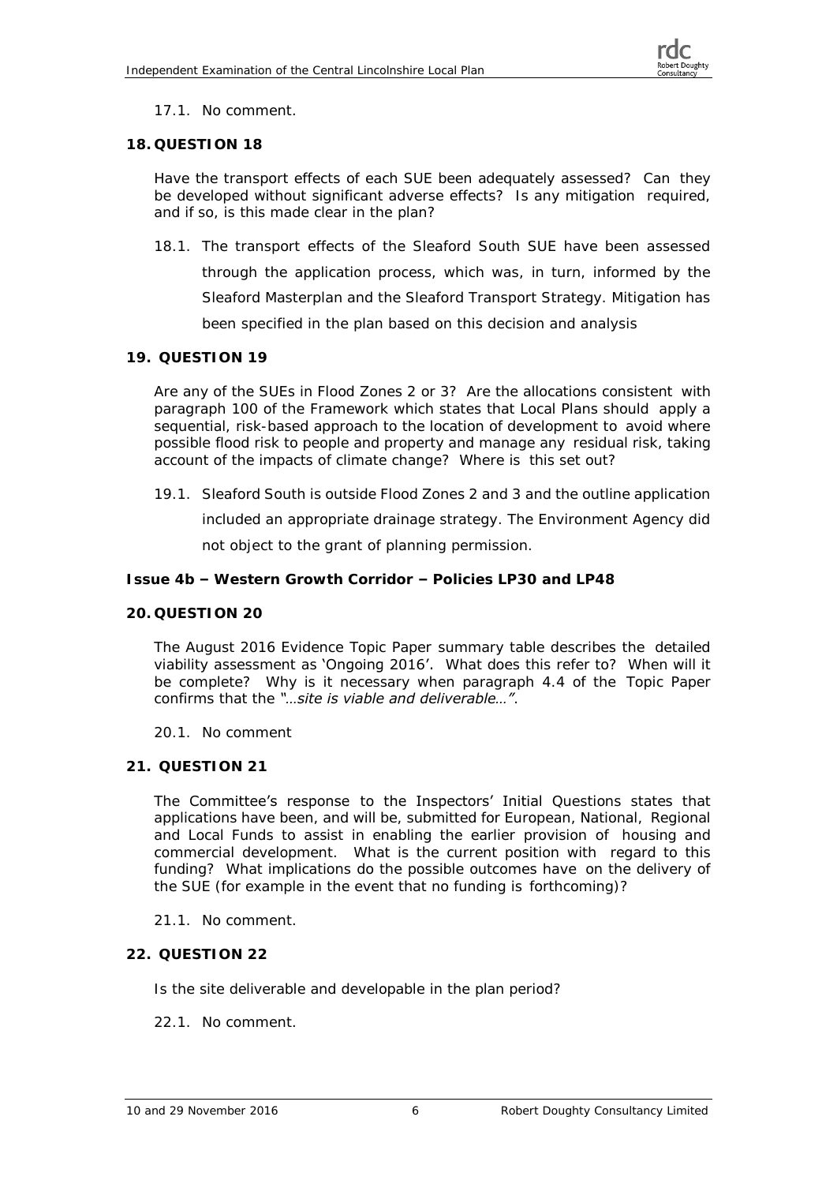17.1. No comment.

## 18. QUESTION 18

*Have the transport effects of each SUE been adequately assessed? Can they be developed without significant adverse effects? Is any mitigation required, and if so, is this made clear in the plan?*

18.1. The transport effects of the Sleaford South SUE have been assessed through the application process, which was, in turn, informed by the Sleaford Masterplan and the Sleaford Transport Strategy. Mitigation has been specified in the plan based on this decision and analysis

## 19. QUESTION 19

*Are any of the SUEs in Flood Zones 2 or 3? Are the allocations consistent with paragraph 100 of the Framework which states that Local Plans should apply a sequential, risk-based approach to the location of development to avoid where possible flood risk to people and property and manage any residual risk, taking account of the impacts of climate change? Where is this set out?*

19.1. Sleaford South is outside Flood Zones 2 and 3 and the outline application included an appropriate drainage strategy. The Environment Agency did not object to the grant of planning permission.

### Issue 4b – Western Growth Corridor – Policies LP30 and LP48

## 20. QUESTION 20

*The August 2016 Evidence Topic Paper summary table describes the detailed viability assessment as 'Ongoing 2016'. What does this refer to? When will it be complete? Why is it necessary when paragraph 4.4 of the Topic Paper confirms that the "…site is viable and deliverable…".*

20.1. No comment

## 21. QUESTION 21

*The Committee's response to the Inspectors' Initial Questions states that applications have been, and will be, submitted for European, National, Regional and Local Funds to assist in enabling the earlier provision of housing and commercial development. What is the current position with regard to this funding? What implications do the possible outcomes have on the delivery of the SUE (for example in the event that no funding is forthcoming)?*

21.1. No comment.

## 22. QUESTION 22

*Is the site deliverable and developable in the plan period?*

22.1. No comment.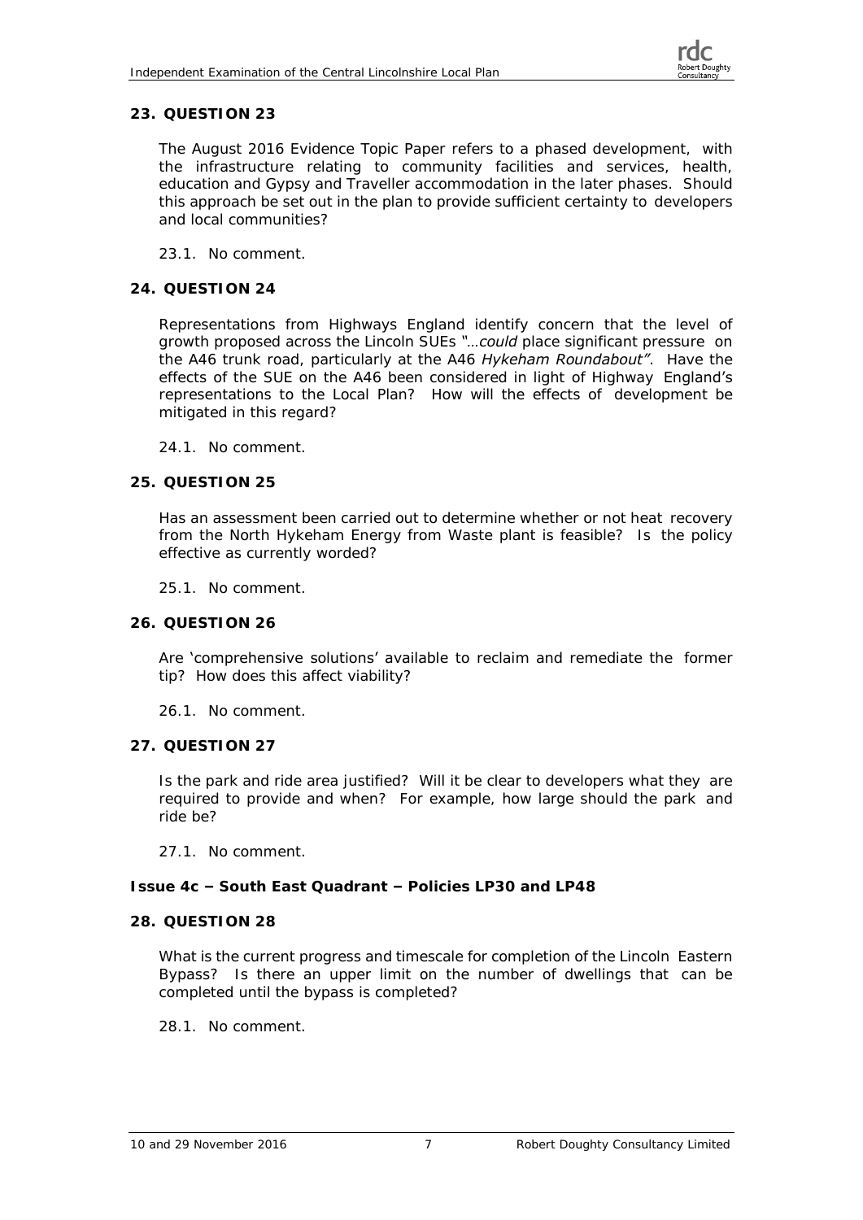## 23. QUESTION 23

The August 2016 Evidence Topic Paper refers to a phased development, with the infrastructure relating to community facilities and services, health, education and Gypsy and Traveller accommodation in the later phases. Should this approach be set out in the plan to provide sufficient certainty to developers and local communities?

23.1. No comment.

## 24. QUESTION 24

Representations from Highways England identify concern that the level of growth proposed across the Lincoln SUEs *"…could* place significant pressure on the A46 trunk road, particularly at the A46 *Hykeham Roundabout"*. Have the effects of the SUE on the A46 been considered in light of Highway England's representations to the Local Plan? How will the effects of development be mitigated in this regard?

24.1. No comment.

## 25. QUESTION 25

Has an assessment been carried out to determine whether or not heat recovery from the North Hykeham Energy from Waste plant is feasible? Is the policy effective as currently worded?

25.1. No comment.

## 26. QUESTION 26

Are 'comprehensive solutions' available to reclaim and remediate the former tip? How does this affect viability?

26.1. No comment.

## 27. QUESTION 27

Is the park and ride area justified? Will it be clear to developers what they are required to provide and when? For example, how large should the park and ride be?

27.1. No comment.

### Issue 4c – South East Quadrant – Policies LP30 and LP48

## 28. QUESTION 28

What is the current progress and timescale for completion of the Lincoln Eastern Bypass? Is there an upper limit on the number of dwellings that can be completed until the bypass is completed?

28.1. No comment.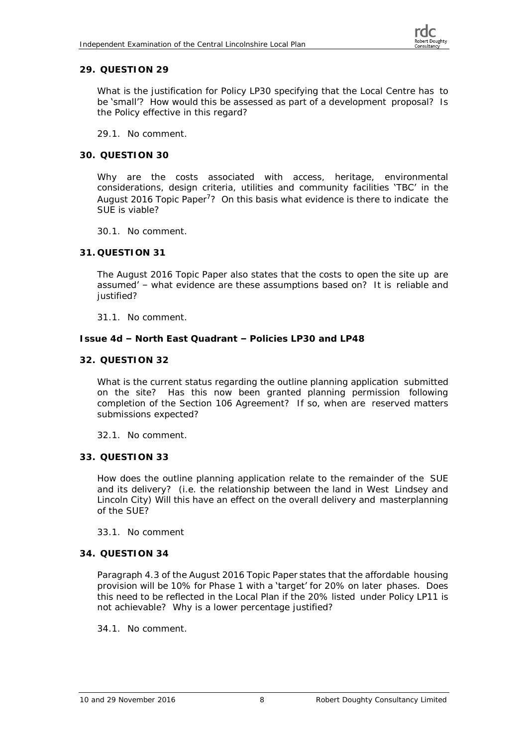## 29. QUESTION 29

What is the justification for Policy LP30 specifying that the Local Centre has to be 'small'? How would this be assessed as part of a development proposal? Is the Policy effective in this regard?

29.1. No comment.

## 30. QUESTION 30

Why are the costs associated with access, heritage, environmental considerations, design criteria, utilities and community facilities 'TBC' in the August 2016 Topic Paper[7]? On this basis what evidence is there to indicate the SUE is viable?

30.1. No comment.

## 31. QUESTION 31

The August 2016 Topic Paper also states that the costs to open the site up are assumed' – what evidence are these assumptions based on? It is reliable and justified?

31.1. No comment.

### Issue 4d – North East Quadrant – Policies LP30 and LP48

## 32. QUESTION 32

What is the current status regarding the outline planning application submitted on the site? Has this now been granted planning permission following completion of the Section 106 Agreement? If so, when are reserved matters submissions expected?

32.1. No comment.

## 33. QUESTION 33

How does the outline planning application relate to the remainder of the SUE and its delivery? (i.e. the relationship between the land in West Lindsey and Lincoln City) Will this have an effect on the overall delivery and masterplanning of the SUE?

33.1. No comment

## 34. QUESTION 34

Paragraph 4.3 of the August 2016 Topic Paper states that the affordable housing provision will be 10% for Phase 1 with a 'target' for 20% on later phases. Does this need to be reflected in the Local Plan if the 20% listed under Policy LP11 is not achievable? Why is a lower percentage justified?

34.1. No comment.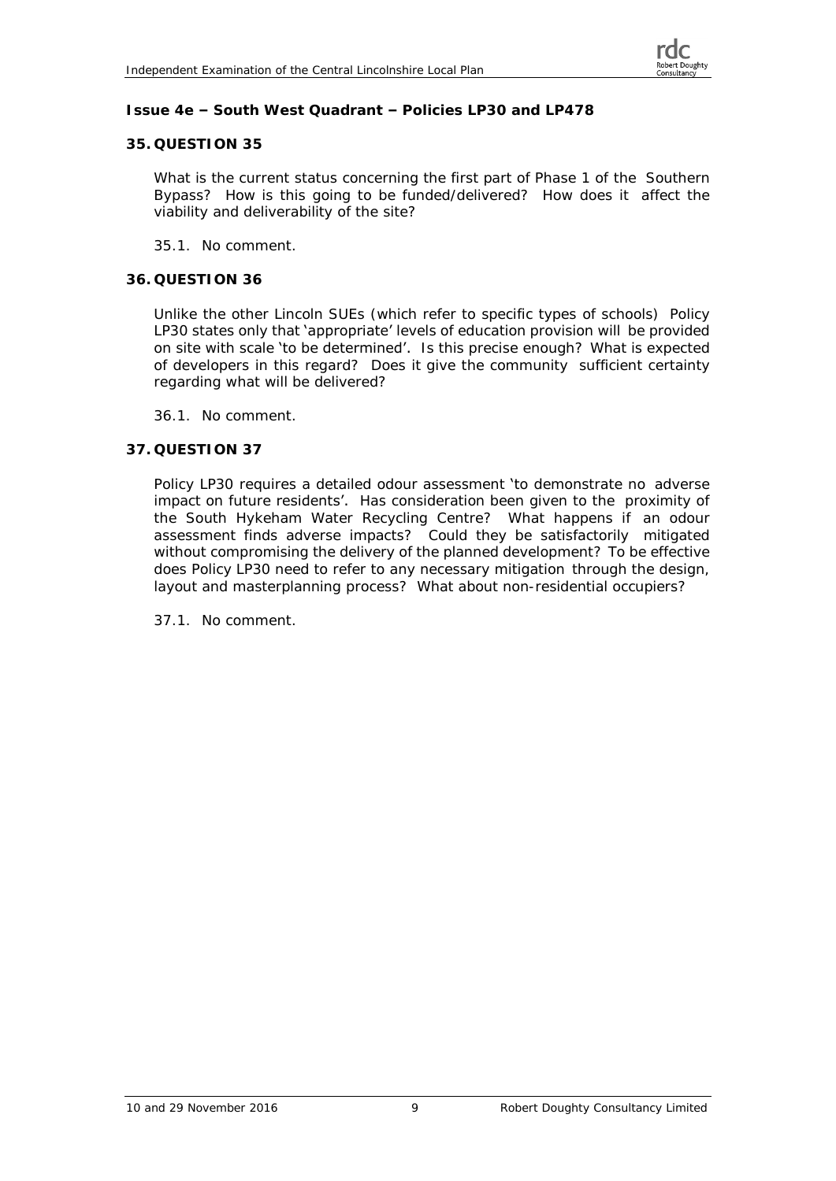**Issue 4e – South West Quadrant – Policies LP30 and LP478**

**35. QUESTION 35**

What is the current status concerning the first part of Phase 1 of the Southern Bypass? How is this going to be funded/delivered? How does it affect the viability and deliverability of the site?

35.1. No comment.

**36. QUESTION 36**

Unlike the other Lincoln SUEs (which refer to specific types of schools) Policy LP30 states only that 'appropriate' levels of education provision will be provided on site with scale 'to be determined'. Is this precise enough? What is expected of developers in this regard? Does it give the community sufficient certainty regarding what will be delivered?

36.1. No comment.

**37. QUESTION 37**

Policy LP30 requires a detailed odour assessment 'to demonstrate no adverse impact on future residents'. Has consideration been given to the proximity of the South Hykeham Water Recycling Centre? What happens if an odour assessment finds adverse impacts? Could they be satisfactorily mitigated without compromising the delivery of the planned development? To be effective does Policy LP30 need to refer to any necessary mitigation through the design, layout and masterplanning process? What about non-residential occupiers?

37.1. No comment.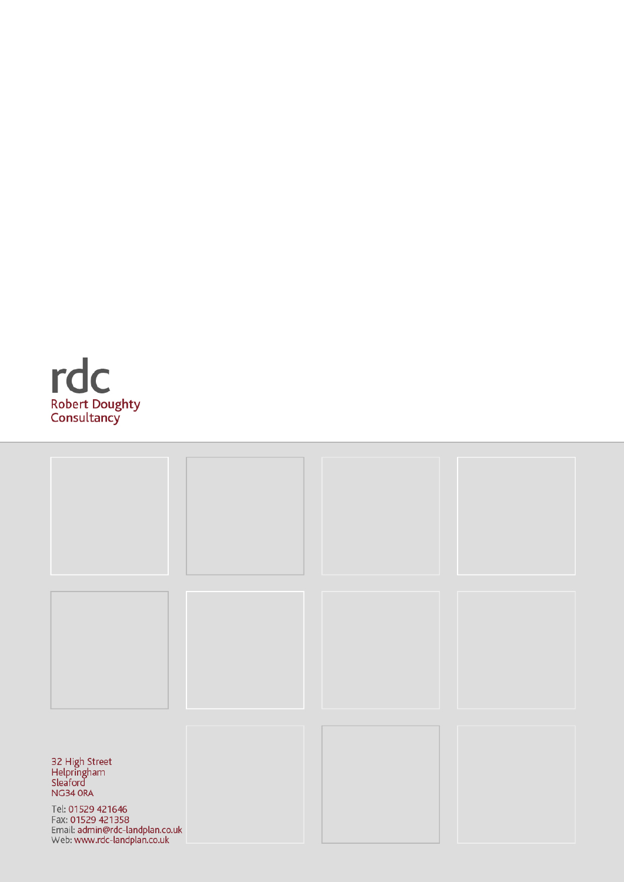rdc

Robert Doughty Consultancy

32 High Street
Helpringham
Sleaford
NG34 0RA

Tel: 01529 421646
Fax: 01529 421358
Email: admin@rdc-landplan.co.uk
Web: www.rdc-landplan.co.uk